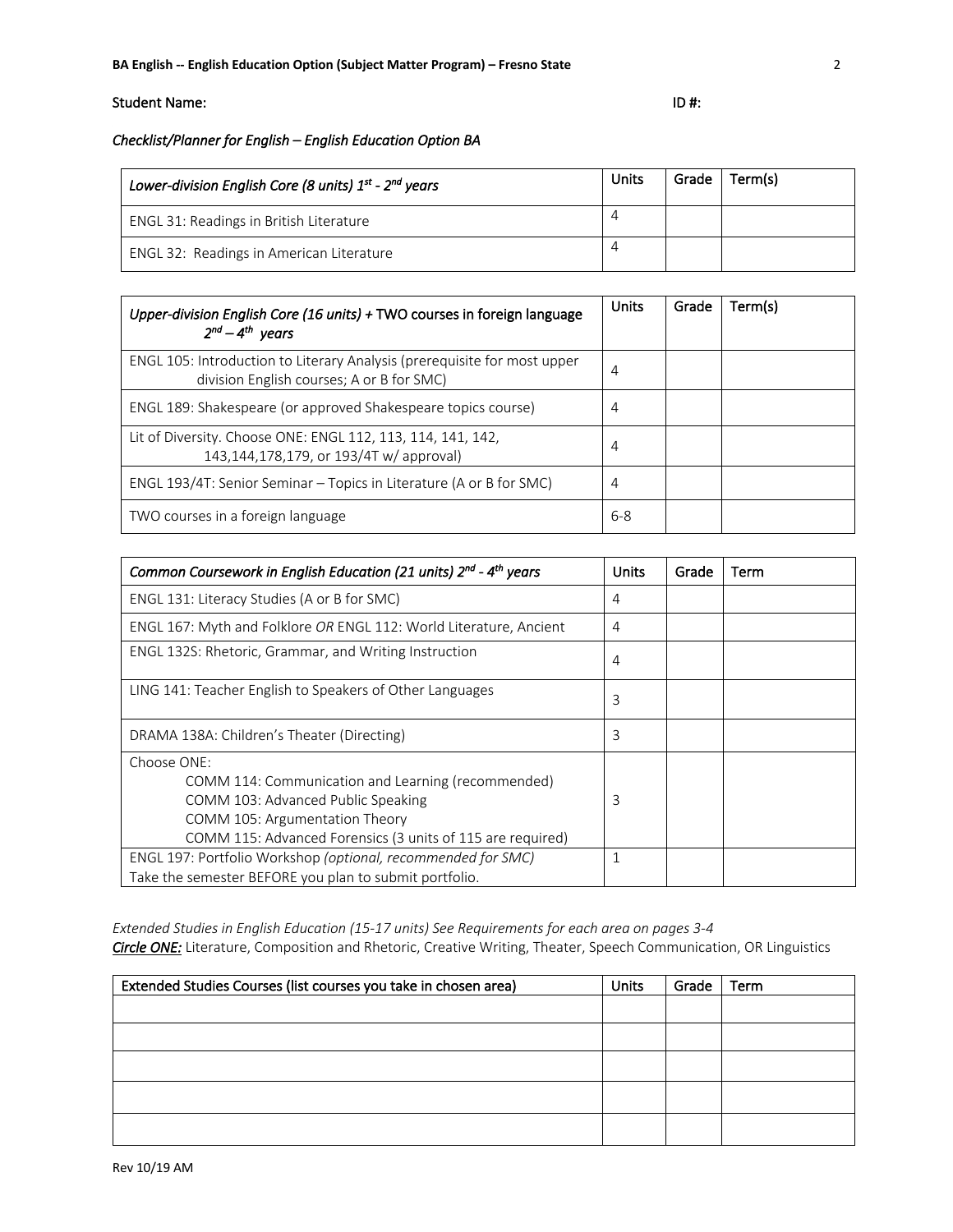Student Name: ID #:

*Checklist/Planner for English – English Education Option BA*

| *Lower-division English Core (8 units) 1st - 2nd years* | Units | Grade | Term(s) |
|---|---|---|---|
| ENGL 31: Readings in British Literature | 4 | | |
| ENGL 32: Readings in American Literature | 4 | | |

| *Upper-division English Core (16 units)* + TWO courses in foreign language *2nd – 4th years* | Units | Grade | Term(s) |
|---|---|---|---|
| ENGL 105: Introduction to Literary Analysis (prerequisite for most upper division English courses; A or B for SMC) | 4 | | |
| ENGL 189: Shakespeare (or approved Shakespeare topics course) | 4 | | |
| Lit of Diversity. Choose ONE: ENGL 112, 113, 114, 141, 142, 143,144,178,179, or 193/4T w/ approval) | 4 | | |
| ENGL 193/4T: Senior Seminar – Topics in Literature (A or B for SMC) | 4 | | |
| TWO courses in a foreign language | 6-8 | | |

| *Common Coursework in English Education (21 units) 2nd - 4th years* | Units | Grade | Term |
|---|---|---|---|
| ENGL 131: Literacy Studies (A or B for SMC) | 4 | | |
| ENGL 167: Myth and Folklore *OR* ENGL 112: World Literature, Ancient | 4 | | |
| ENGL 132S: Rhetoric, Grammar, and Writing Instruction | 4 | | |
| LING 141: Teacher English to Speakers of Other Languages | 3 | | |
| DRAMA 138A: Children's Theater (Directing) | 3 | | |
| Choose ONE: COMM 114: Communication and Learning (recommended); COMM 103: Advanced Public Speaking; COMM 105: Argumentation Theory; COMM 115: Advanced Forensics (3 units of 115 are required) | 3 | | |
| ENGL 197: Portfolio Workshop *(optional, recommended for SMC)* Take the semester BEFORE you plan to submit portfolio. | 1 | | |

*Extended Studies in English Education (15-17 units) See Requirements for each area on pages 3-4*
***Circle ONE:*** Literature, Composition and Rhetoric, Creative Writing, Theater, Speech Communication, OR Linguistics

| Extended Studies Courses (list courses you take in chosen area) | Units | Grade | Term |
|---|---|---|---|
| | | | |
| | | | |
| | | | |
| | | | |
| | | | |

Rev 10/19 AM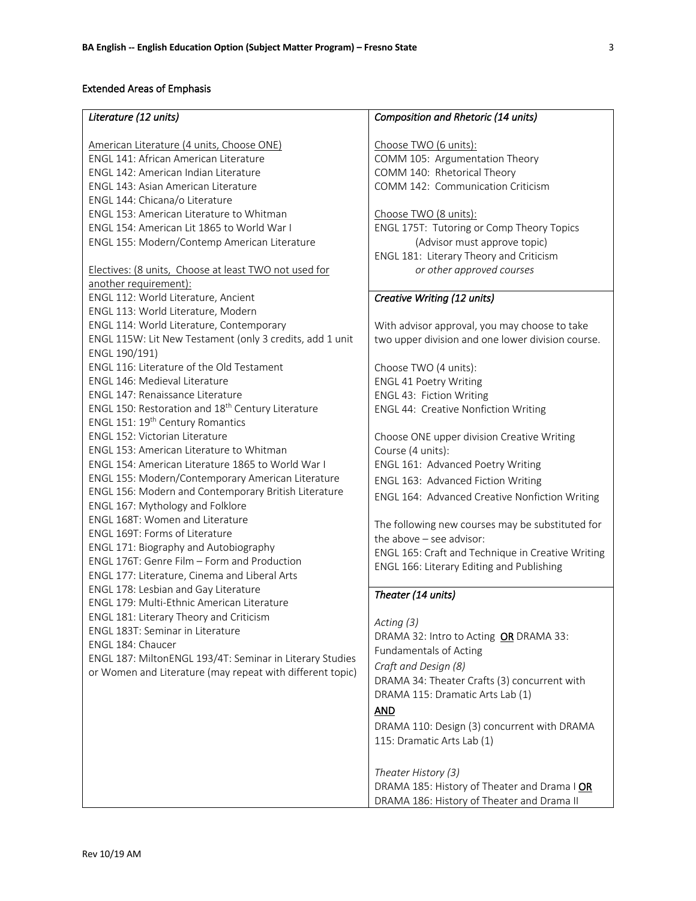## Extended Areas of Emphasis

### *Literature (12 units)*

American Literature (4 units, Choose ONE)

ENGL 141: African American Literature
ENGL 142: American Indian Literature
ENGL 143: Asian American Literature
ENGL 144: Chicana/o Literature
ENGL 153: American Literature to Whitman
ENGL 154: American Lit 1865 to World War I
ENGL 155: Modern/Contemp American Literature

Electives: (8 units, Choose at least TWO not used for another requirement):

ENGL 112: World Literature, Ancient
ENGL 113: World Literature, Modern
ENGL 114: World Literature, Contemporary
ENGL 115W: Lit New Testament (only 3 credits, add 1 unit ENGL 190/191)
ENGL 116: Literature of the Old Testament
ENGL 146: Medieval Literature
ENGL 147: Renaissance Literature
ENGL 150: Restoration and 18th Century Literature
ENGL 151: 19th Century Romantics
ENGL 152: Victorian Literature
ENGL 153: American Literature to Whitman
ENGL 154: American Literature 1865 to World War I
ENGL 155: Modern/Contemporary American Literature
ENGL 156: Modern and Contemporary British Literature
ENGL 167: Mythology and Folklore
ENGL 168T: Women and Literature
ENGL 169T: Forms of Literature
ENGL 171: Biography and Autobiography
ENGL 176T: Genre Film – Form and Production
ENGL 177: Literature, Cinema and Liberal Arts
ENGL 178: Lesbian and Gay Literature
ENGL 179: Multi-Ethnic American Literature
ENGL 181: Literary Theory and Criticism
ENGL 183T: Seminar in Literature
ENGL 184: Chaucer
ENGL 187: MiltonENGL 193/4T: Seminar in Literary Studies or Women and Literature (may repeat with different topic)

### *Composition and Rhetoric (14 units)*

Choose TWO (6 units):

COMM 105: Argumentation Theory
COMM 140: Rhetorical Theory
COMM 142: Communication Criticism

Choose TWO (8 units):

ENGL 175T: Tutoring or Comp Theory Topics (Advisor must approve topic)
ENGL 181: Literary Theory and Criticism
*or other approved courses*

### *Creative Writing (12 units)*

With advisor approval, you may choose to take two upper division and one lower division course.

Choose TWO (4 units):

ENGL 41 Poetry Writing
ENGL 43: Fiction Writing
ENGL 44: Creative Nonfiction Writing

Choose ONE upper division Creative Writing Course (4 units):

ENGL 161: Advanced Poetry Writing
ENGL 163: Advanced Fiction Writing
ENGL 164: Advanced Creative Nonfiction Writing

The following new courses may be substituted for the above – see advisor:

ENGL 165: Craft and Technique in Creative Writing
ENGL 166: Literary Editing and Publishing

### *Theater (14 units)*

*Acting (3)*

DRAMA 32: Intro to Acting **OR** DRAMA 33: Fundamentals of Acting

*Craft and Design (8)*

DRAMA 34: Theater Crafts (3) concurrent with DRAMA 115: Dramatic Arts Lab (1)

**AND**

DRAMA 110: Design (3) concurrent with DRAMA 115: Dramatic Arts Lab (1)

*Theater History (3)*

DRAMA 185: History of Theater and Drama I **OR** DRAMA 186: History of Theater and Drama II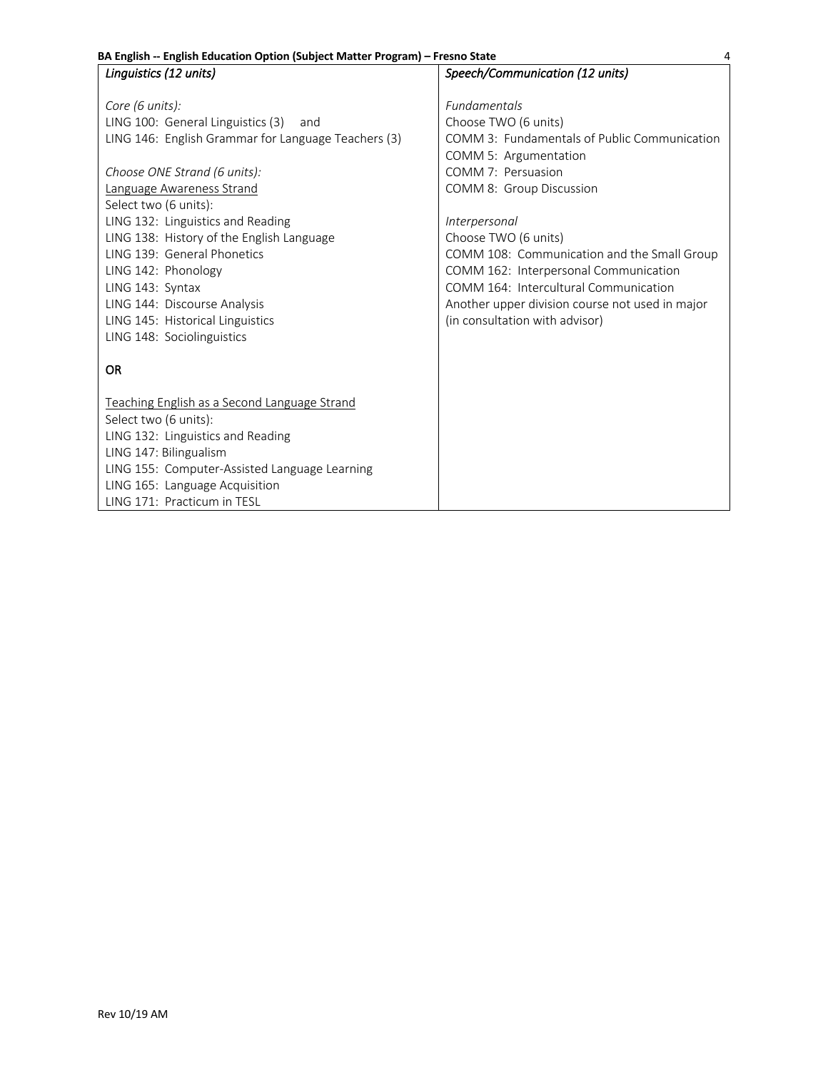| *Linguistics (12 units)* | *Speech/Communication (12 units)* |
| --- | --- |
| *Core (6 units):*<br>LING 100: General Linguistics (3) and<br>LING 146: English Grammar for Language Teachers (3)<br><br>*Choose ONE Strand (6 units):*<br>Language Awareness Strand<br>Select two (6 units):<br>LING 132: Linguistics and Reading<br>LING 138: History of the English Language<br>LING 139: General Phonetics<br>LING 142: Phonology<br>LING 143: Syntax<br>LING 144: Discourse Analysis<br>LING 145: Historical Linguistics<br>LING 148: Sociolinguistics<br><br>**OR**<br><br>Teaching English as a Second Language Strand<br>Select two (6 units):<br>LING 132: Linguistics and Reading<br>LING 147: Bilingualism<br>LING 155: Computer-Assisted Language Learning<br>LING 165: Language Acquisition<br>LING 171: Practicum in TESL | *Fundamentals*<br>Choose TWO (6 units)<br>COMM 3: Fundamentals of Public Communication<br>COMM 5: Argumentation<br>COMM 7: Persuasion<br>COMM 8: Group Discussion<br><br>*Interpersonal*<br>Choose TWO (6 units)<br>COMM 108: Communication and the Small Group<br>COMM 162: Interpersonal Communication<br>COMM 164: Intercultural Communication<br>Another upper division course not used in major (in consultation with advisor) |